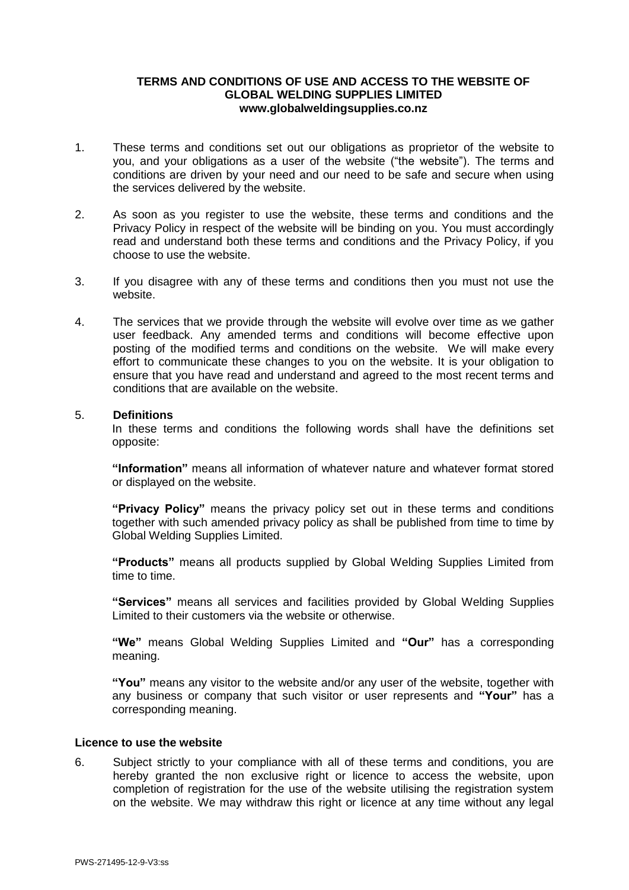**TERMS AND CONDITIONS OF USE AND ACCESS TO THE WEBSITE OF GLOBAL WELDING SUPPLIES LIMITED**
**www.globalweldingsupplies.co.nz**

1. These terms and conditions set out our obligations as proprietor of the website to you, and your obligations as a user of the website ("the website"). The terms and conditions are driven by your need and our need to be safe and secure when using the services delivered by the website.

2. As soon as you register to use the website, these terms and conditions and the Privacy Policy in respect of the website will be binding on you. You must accordingly read and understand both these terms and conditions and the Privacy Policy, if you choose to use the website.

3. If you disagree with any of these terms and conditions then you must not use the website.

4. The services that we provide through the website will evolve over time as we gather user feedback. Any amended terms and conditions will become effective upon posting of the modified terms and conditions on the website. We will make every effort to communicate these changes to you on the website. It is your obligation to ensure that you have read and understand and agreed to the most recent terms and conditions that are available on the website.

5. **Definitions**

   In these terms and conditions the following words shall have the definitions set opposite:

   **"Information"** means all information of whatever nature and whatever format stored or displayed on the website.

   **"Privacy Policy"** means the privacy policy set out in these terms and conditions together with such amended privacy policy as shall be published from time to time by Global Welding Supplies Limited.

   **"Products"** means all products supplied by Global Welding Supplies Limited from time to time.

   **"Services"** means all services and facilities provided by Global Welding Supplies Limited to their customers via the website or otherwise.

   **"We"** means Global Welding Supplies Limited and **"Our"** has a corresponding meaning.

   **"You"** means any visitor to the website and/or any user of the website, together with any business or company that such visitor or user represents and **"Your"** has a corresponding meaning.

**Licence to use the website**

6. Subject strictly to your compliance with all of these terms and conditions, you are hereby granted the non exclusive right or licence to access the website, upon completion of registration for the use of the website utilising the registration system on the website. We may withdraw this right or licence at any time without any legal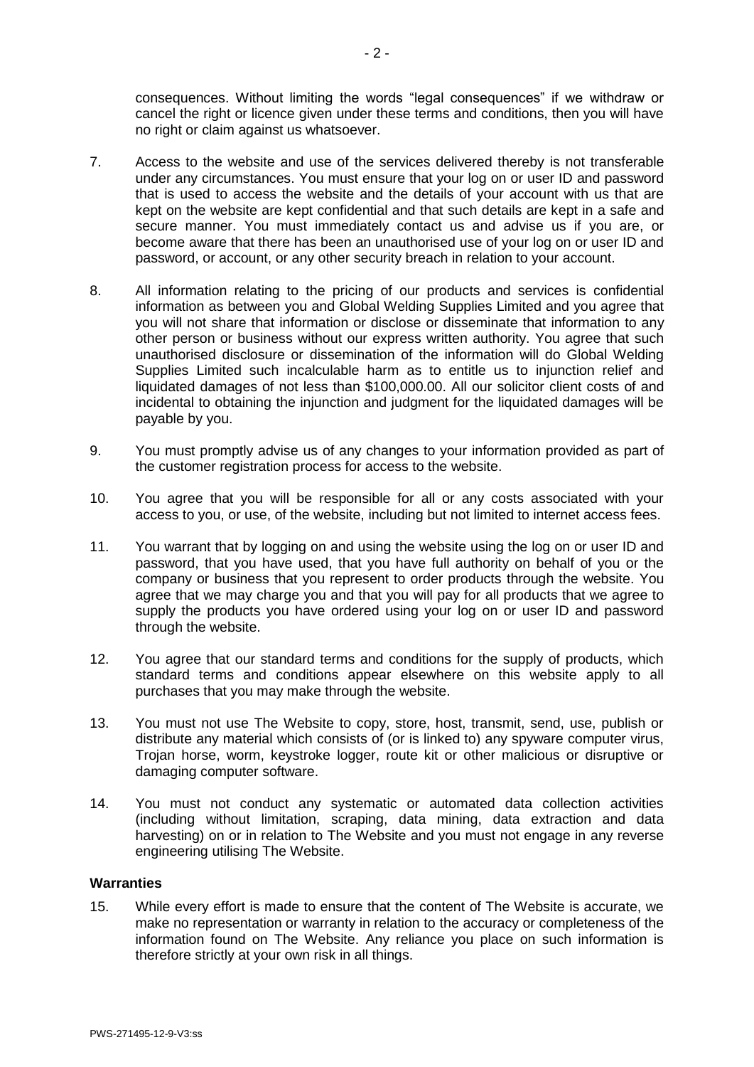consequences. Without limiting the words "legal consequences" if we withdraw or cancel the right or licence given under these terms and conditions, then you will have no right or claim against us whatsoever.

7. Access to the website and use of the services delivered thereby is not transferable under any circumstances. You must ensure that your log on or user ID and password that is used to access the website and the details of your account with us that are kept on the website are kept confidential and that such details are kept in a safe and secure manner. You must immediately contact us and advise us if you are, or become aware that there has been an unauthorised use of your log on or user ID and password, or account, or any other security breach in relation to your account.

8. All information relating to the pricing of our products and services is confidential information as between you and Global Welding Supplies Limited and you agree that you will not share that information or disclose or disseminate that information to any other person or business without our express written authority. You agree that such unauthorised disclosure or dissemination of the information will do Global Welding Supplies Limited such incalculable harm as to entitle us to injunction relief and liquidated damages of not less than $100,000.00. All our solicitor client costs of and incidental to obtaining the injunction and judgment for the liquidated damages will be payable by you.

9. You must promptly advise us of any changes to your information provided as part of the customer registration process for access to the website.

10. You agree that you will be responsible for all or any costs associated with your access to you, or use, of the website, including but not limited to internet access fees.

11. You warrant that by logging on and using the website using the log on or user ID and password, that you have used, that you have full authority on behalf of you or the company or business that you represent to order products through the website. You agree that we may charge you and that you will pay for all products that we agree to supply the products you have ordered using your log on or user ID and password through the website.

12. You agree that our standard terms and conditions for the supply of products, which standard terms and conditions appear elsewhere on this website apply to all purchases that you may make through the website.

13. You must not use The Website to copy, store, host, transmit, send, use, publish or distribute any material which consists of (or is linked to) any spyware computer virus, Trojan horse, worm, keystroke logger, route kit or other malicious or disruptive or damaging computer software.

14. You must not conduct any systematic or automated data collection activities (including without limitation, scraping, data mining, data extraction and data harvesting) on or in relation to The Website and you must not engage in any reverse engineering utilising The Website.

**Warranties**

15. While every effort is made to ensure that the content of The Website is accurate, we make no representation or warranty in relation to the accuracy or completeness of the information found on The Website. Any reliance you place on such information is therefore strictly at your own risk in all things.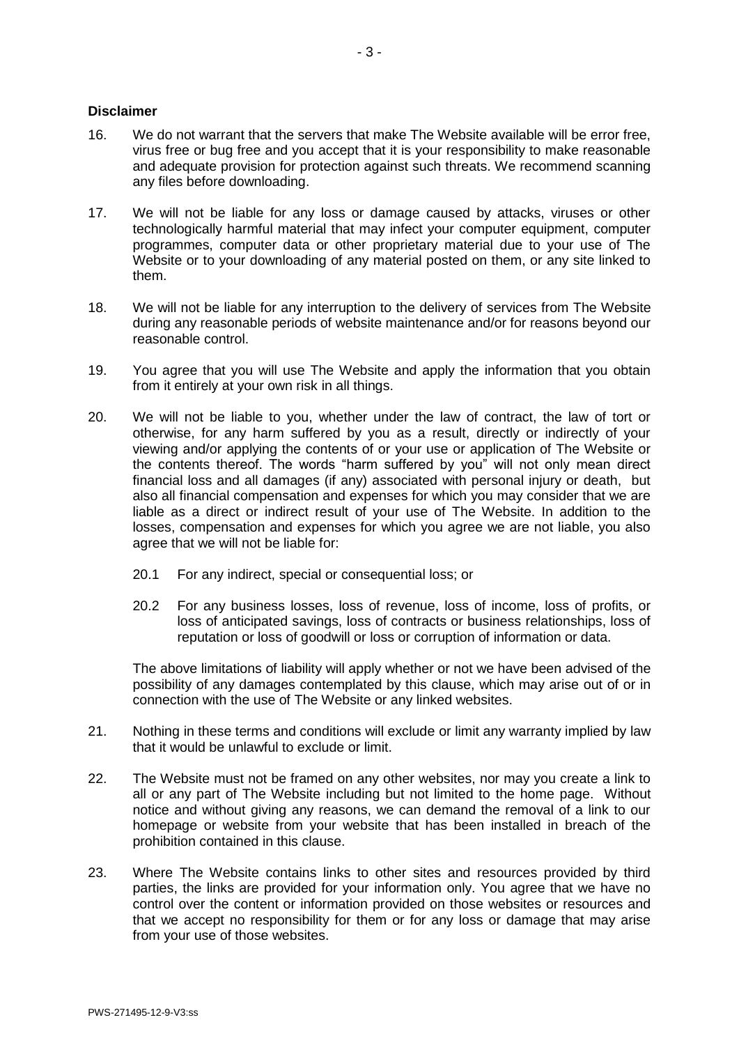**Disclaimer**

16. We do not warrant that the servers that make The Website available will be error free, virus free or bug free and you accept that it is your responsibility to make reasonable and adequate provision for protection against such threats. We recommend scanning any files before downloading.

17. We will not be liable for any loss or damage caused by attacks, viruses or other technologically harmful material that may infect your computer equipment, computer programmes, computer data or other proprietary material due to your use of The Website or to your downloading of any material posted on them, or any site linked to them.

18. We will not be liable for any interruption to the delivery of services from The Website during any reasonable periods of website maintenance and/or for reasons beyond our reasonable control.

19. You agree that you will use The Website and apply the information that you obtain from it entirely at your own risk in all things.

20. We will not be liable to you, whether under the law of contract, the law of tort or otherwise, for any harm suffered by you as a result, directly or indirectly of your viewing and/or applying the contents of or your use or application of The Website or the contents thereof. The words "harm suffered by you" will not only mean direct financial loss and all damages (if any) associated with personal injury or death, but also all financial compensation and expenses for which you may consider that we are liable as a direct or indirect result of your use of The Website. In addition to the losses, compensation and expenses for which you agree we are not liable, you also agree that we will not be liable for:

    20.1 For any indirect, special or consequential loss; or

    20.2 For any business losses, loss of revenue, loss of income, loss of profits, or loss of anticipated savings, loss of contracts or business relationships, loss of reputation or loss of goodwill or loss or corruption of information or data.

    The above limitations of liability will apply whether or not we have been advised of the possibility of any damages contemplated by this clause, which may arise out of or in connection with the use of The Website or any linked websites.

21. Nothing in these terms and conditions will exclude or limit any warranty implied by law that it would be unlawful to exclude or limit.

22. The Website must not be framed on any other websites, nor may you create a link to all or any part of The Website including but not limited to the home page. Without notice and without giving any reasons, we can demand the removal of a link to our homepage or website from your website that has been installed in breach of the prohibition contained in this clause.

23. Where The Website contains links to other sites and resources provided by third parties, the links are provided for your information only. You agree that we have no control over the content or information provided on those websites or resources and that we accept no responsibility for them or for any loss or damage that may arise from your use of those websites.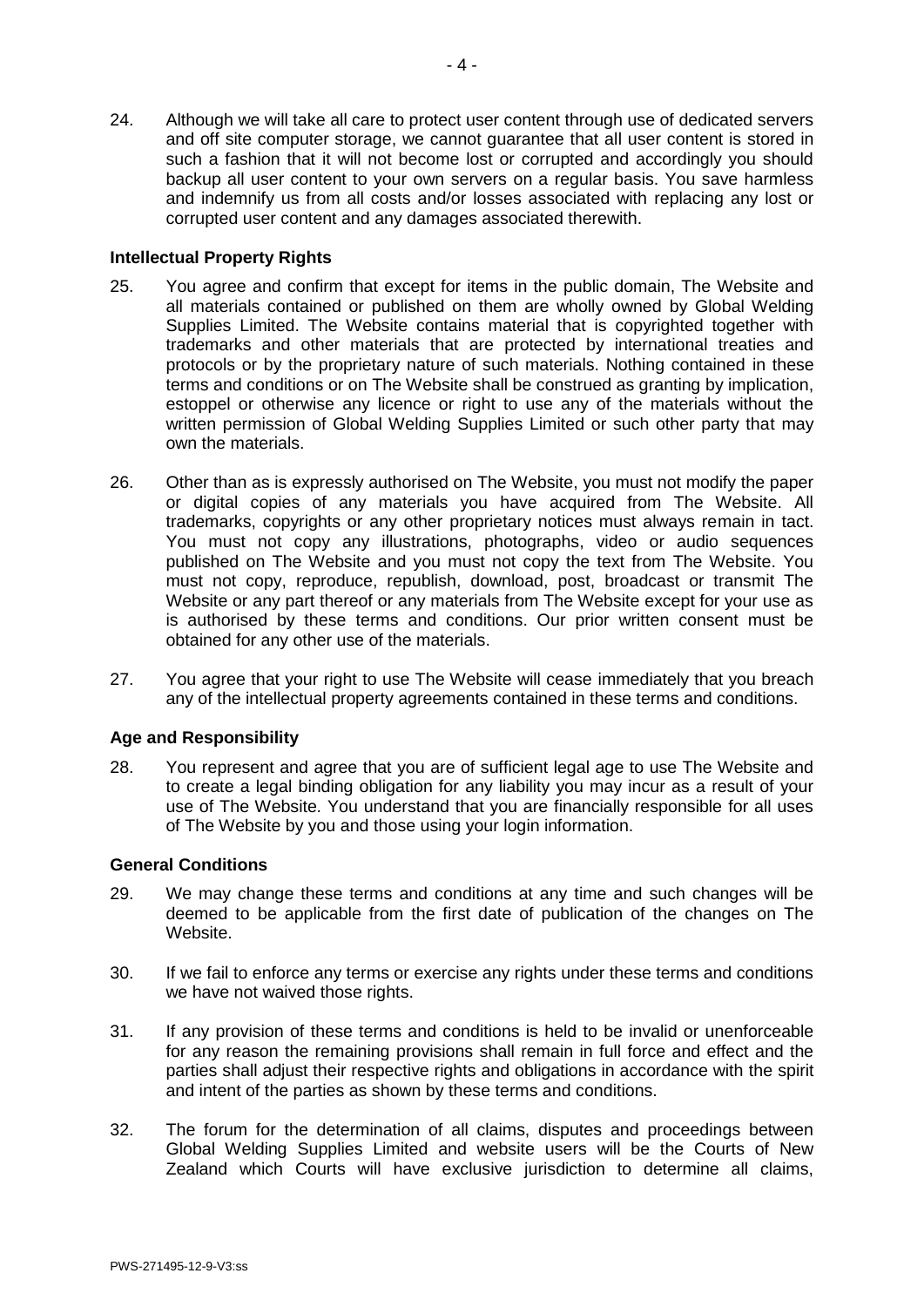24. Although we will take all care to protect user content through use of dedicated servers and off site computer storage, we cannot guarantee that all user content is stored in such a fashion that it will not become lost or corrupted and accordingly you should backup all user content to your own servers on a regular basis. You save harmless and indemnify us from all costs and/or losses associated with replacing any lost or corrupted user content and any damages associated therewith.

**Intellectual Property Rights**

25. You agree and confirm that except for items in the public domain, The Website and all materials contained or published on them are wholly owned by Global Welding Supplies Limited. The Website contains material that is copyrighted together with trademarks and other materials that are protected by international treaties and protocols or by the proprietary nature of such materials. Nothing contained in these terms and conditions or on The Website shall be construed as granting by implication, estoppel or otherwise any licence or right to use any of the materials without the written permission of Global Welding Supplies Limited or such other party that may own the materials.

26. Other than as is expressly authorised on The Website, you must not modify the paper or digital copies of any materials you have acquired from The Website. All trademarks, copyrights or any other proprietary notices must always remain in tact. You must not copy any illustrations, photographs, video or audio sequences published on The Website and you must not copy the text from The Website. You must not copy, reproduce, republish, download, post, broadcast or transmit The Website or any part thereof or any materials from The Website except for your use as is authorised by these terms and conditions. Our prior written consent must be obtained for any other use of the materials.

27. You agree that your right to use The Website will cease immediately that you breach any of the intellectual property agreements contained in these terms and conditions.

**Age and Responsibility**

28. You represent and agree that you are of sufficient legal age to use The Website and to create a legal binding obligation for any liability you may incur as a result of your use of The Website. You understand that you are financially responsible for all uses of The Website by you and those using your login information.

**General Conditions**

29. We may change these terms and conditions at any time and such changes will be deemed to be applicable from the first date of publication of the changes on The Website.

30. If we fail to enforce any terms or exercise any rights under these terms and conditions we have not waived those rights.

31. If any provision of these terms and conditions is held to be invalid or unenforceable for any reason the remaining provisions shall remain in full force and effect and the parties shall adjust their respective rights and obligations in accordance with the spirit and intent of the parties as shown by these terms and conditions.

32. The forum for the determination of all claims, disputes and proceedings between Global Welding Supplies Limited and website users will be the Courts of New Zealand which Courts will have exclusive jurisdiction to determine all claims,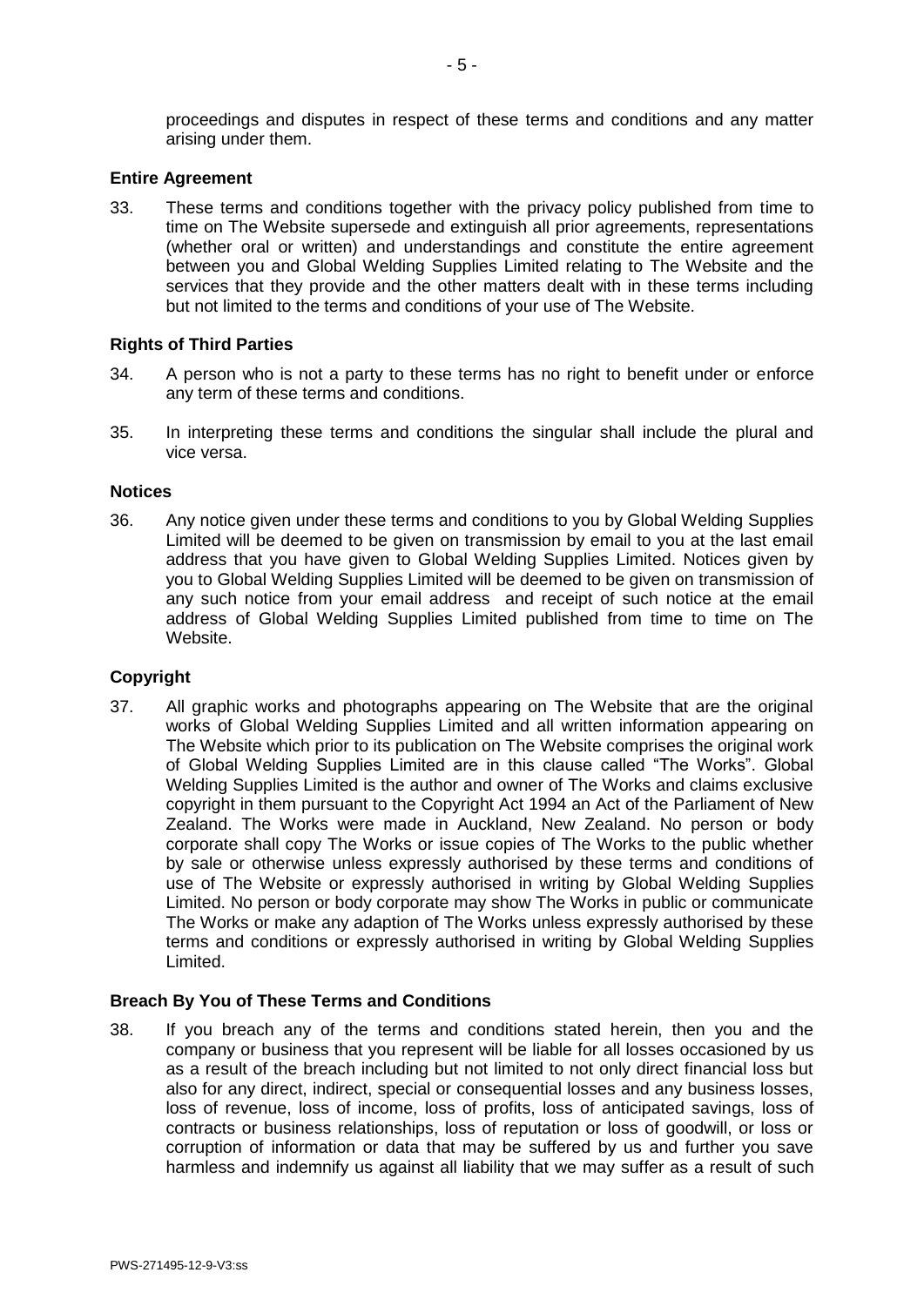proceedings and disputes in respect of these terms and conditions and any matter arising under them.

**Entire Agreement**

33. These terms and conditions together with the privacy policy published from time to time on The Website supersede and extinguish all prior agreements, representations (whether oral or written) and understandings and constitute the entire agreement between you and Global Welding Supplies Limited relating to The Website and the services that they provide and the other matters dealt with in these terms including but not limited to the terms and conditions of your use of The Website.

**Rights of Third Parties**

34. A person who is not a party to these terms has no right to benefit under or enforce any term of these terms and conditions.

35. In interpreting these terms and conditions the singular shall include the plural and vice versa.

**Notices**

36. Any notice given under these terms and conditions to you by Global Welding Supplies Limited will be deemed to be given on transmission by email to you at the last email address that you have given to Global Welding Supplies Limited. Notices given by you to Global Welding Supplies Limited will be deemed to be given on transmission of any such notice from your email address and receipt of such notice at the email address of Global Welding Supplies Limited published from time to time on The Website.

**Copyright**

37. All graphic works and photographs appearing on The Website that are the original works of Global Welding Supplies Limited and all written information appearing on The Website which prior to its publication on The Website comprises the original work of Global Welding Supplies Limited are in this clause called "The Works". Global Welding Supplies Limited is the author and owner of The Works and claims exclusive copyright in them pursuant to the Copyright Act 1994 an Act of the Parliament of New Zealand. The Works were made in Auckland, New Zealand. No person or body corporate shall copy The Works or issue copies of The Works to the public whether by sale or otherwise unless expressly authorised by these terms and conditions of use of The Website or expressly authorised in writing by Global Welding Supplies Limited. No person or body corporate may show The Works in public or communicate The Works or make any adaption of The Works unless expressly authorised by these terms and conditions or expressly authorised in writing by Global Welding Supplies Limited.

**Breach By You of These Terms and Conditions**

38. If you breach any of the terms and conditions stated herein, then you and the company or business that you represent will be liable for all losses occasioned by us as a result of the breach including but not limited to not only direct financial loss but also for any direct, indirect, special or consequential losses and any business losses, loss of revenue, loss of income, loss of profits, loss of anticipated savings, loss of contracts or business relationships, loss of reputation or loss of goodwill, or loss or corruption of information or data that may be suffered by us and further you save harmless and indemnify us against all liability that we may suffer as a result of such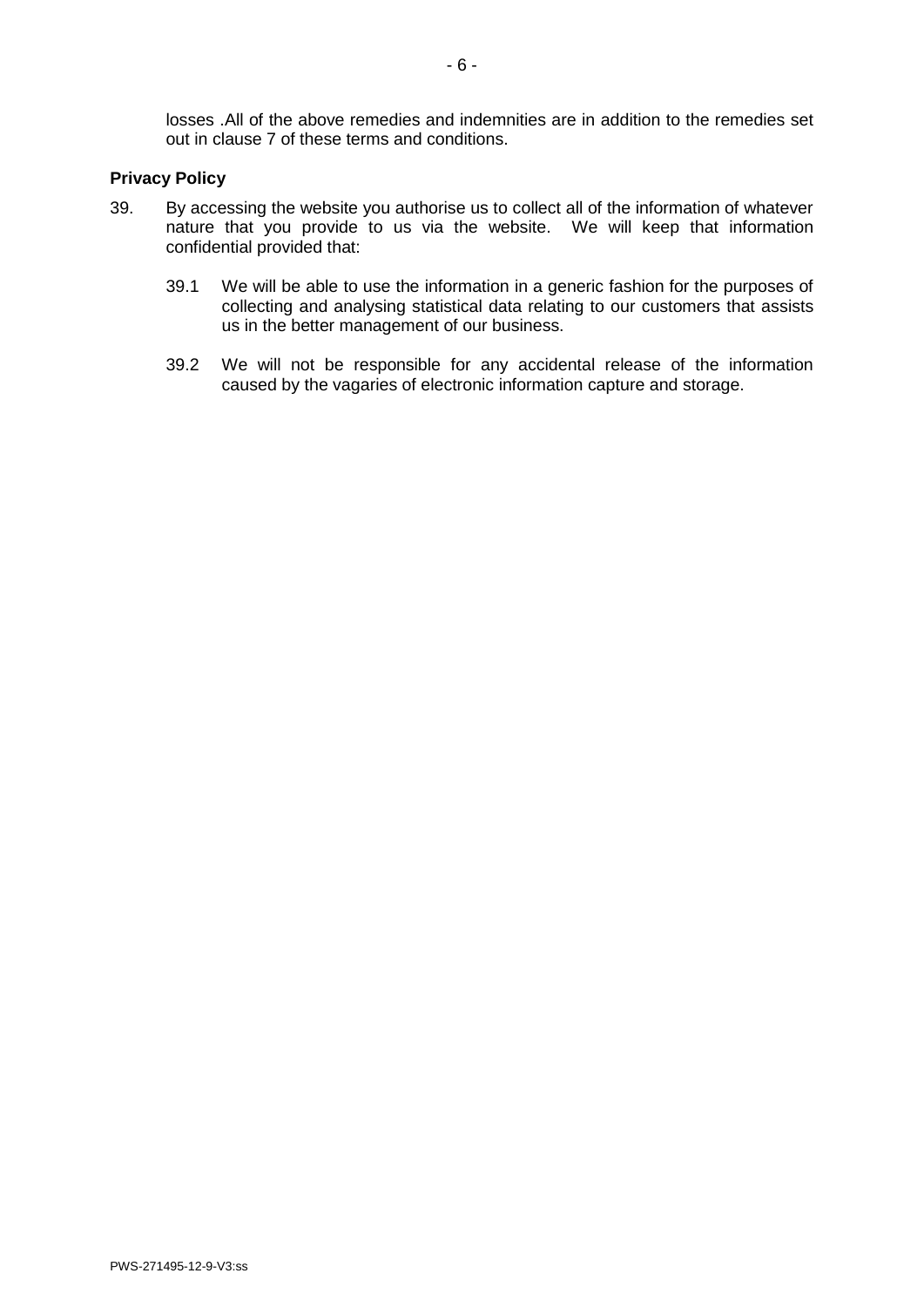losses .All of the above remedies and indemnities are in addition to the remedies set out in clause 7 of these terms and conditions.

**Privacy Policy**

39. By accessing the website you authorise us to collect all of the information of whatever nature that you provide to us via the website. We will keep that information confidential provided that:

    39.1 We will be able to use the information in a generic fashion for the purposes of collecting and analysing statistical data relating to our customers that assists us in the better management of our business.

    39.2 We will not be responsible for any accidental release of the information caused by the vagaries of electronic information capture and storage.

PWS-271495-12-9-V3:ss